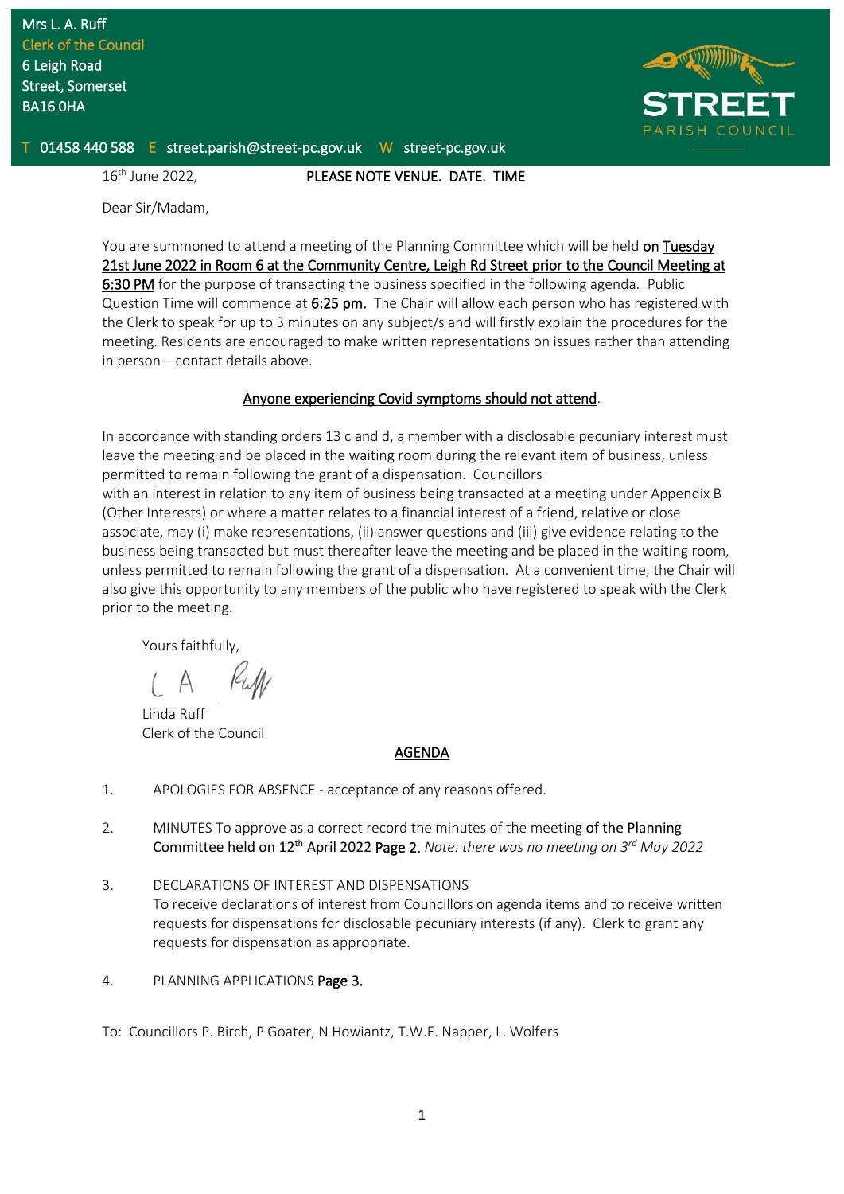Mrs L. A. Ruff
Clerk of the Council
6 Leigh Road
Street, Somerset
BA16 0HA

T 01458 440 588 E street.parish@street-pc.gov.uk W street-pc.gov.uk

STREET PARISH COUNCIL

16th June 2022, **PLEASE NOTE VENUE. DATE. TIME**

Dear Sir/Madam,

You are summoned to attend a meeting of the Planning Committee which will be held **on Tuesday 21st June 2022 in Room 6 at the Community Centre, Leigh Rd Street prior to the Council Meeting at 6:30 PM** for the purpose of transacting the business specified in the following agenda. Public Question Time will commence at **6:25 pm.** The Chair will allow each person who has registered with the Clerk to speak for up to 3 minutes on any subject/s and will firstly explain the procedures for the meeting. Residents are encouraged to make written representations on issues rather than attending in person – contact details above.

Anyone experiencing Covid symptoms should not attend.

In accordance with standing orders 13 c and d, a member with a disclosable pecuniary interest must leave the meeting and be placed in the waiting room during the relevant item of business, unless permitted to remain following the grant of a dispensation. Councillors with an interest in relation to any item of business being transacted at a meeting under Appendix B (Other Interests) or where a matter relates to a financial interest of a friend, relative or close associate, may (i) make representations, (ii) answer questions and (iii) give evidence relating to the business being transacted but must thereafter leave the meeting and be placed in the waiting room, unless permitted to remain following the grant of a dispensation. At a convenient time, the Chair will also give this opportunity to any members of the public who have registered to speak with the Clerk prior to the meeting.

Yours faithfully,

L A Ruff

Linda Ruff
Clerk of the Council

## AGENDA

1. APOLOGIES FOR ABSENCE - acceptance of any reasons offered.

2. MINUTES To approve as a correct record the minutes of the meeting **of the Planning Committee held on 12th April 2022 Page 2.** *Note: there was no meeting on 3rd May 2022*

3. DECLARATIONS OF INTEREST AND DISPENSATIONS
   To receive declarations of interest from Councillors on agenda items and to receive written requests for dispensations for disclosable pecuniary interests (if any). Clerk to grant any requests for dispensation as appropriate.

4. PLANNING APPLICATIONS **Page 3.**

To: Councillors P. Birch, P Goater, N Howiantz, T.W.E. Napper, L. Wolfers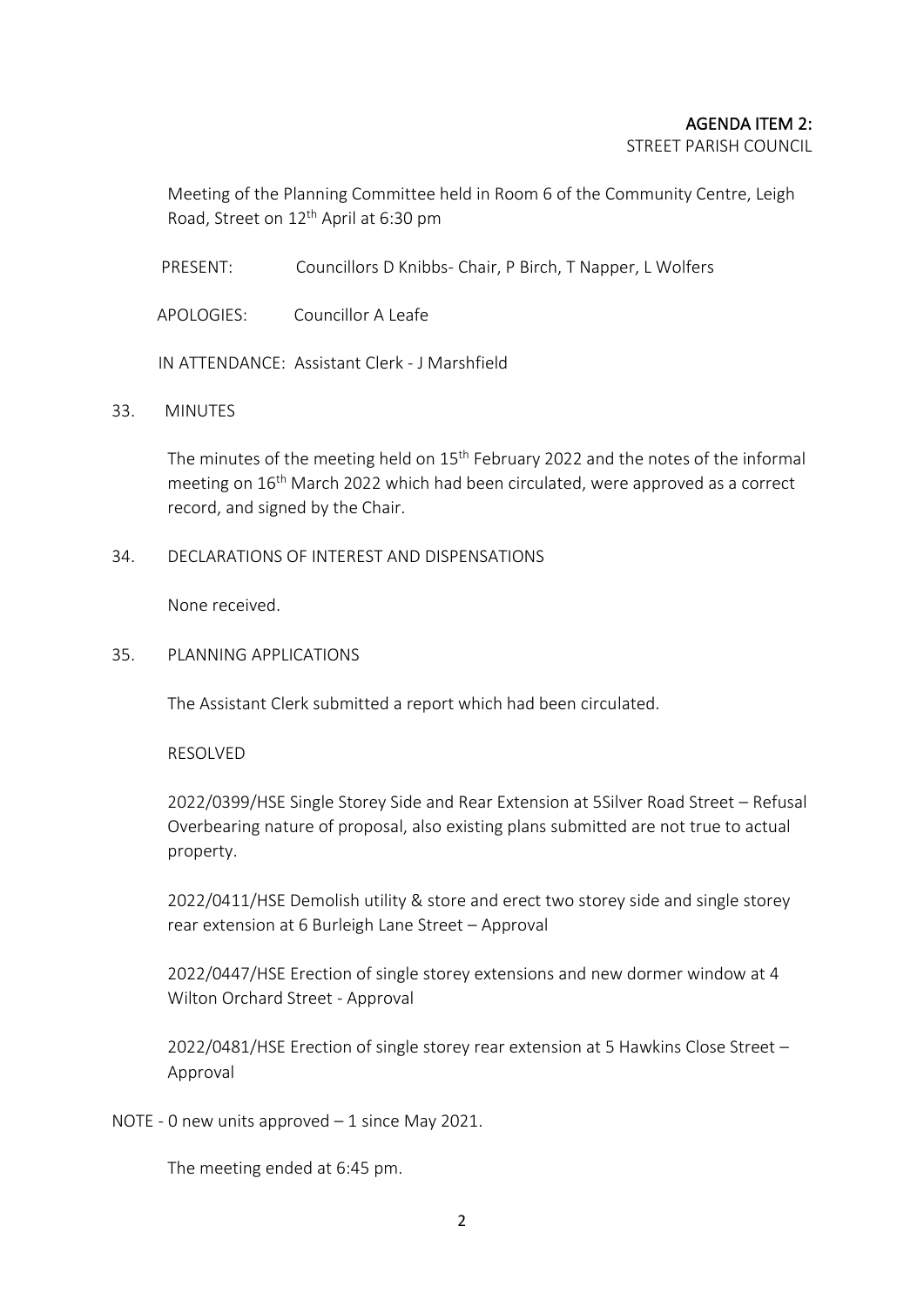**AGENDA ITEM 2:**
STREET PARISH COUNCIL

Meeting of the Planning Committee held in Room 6 of the Community Centre, Leigh Road, Street on 12th April at 6:30 pm

PRESENT: Councillors D Knibbs- Chair, P Birch, T Napper, L Wolfers

APOLOGIES: Councillor A Leafe

IN ATTENDANCE: Assistant Clerk - J Marshfield

33. MINUTES

The minutes of the meeting held on 15th February 2022 and the notes of the informal meeting on 16th March 2022 which had been circulated, were approved as a correct record, and signed by the Chair.

34. DECLARATIONS OF INTEREST AND DISPENSATIONS

None received.

35. PLANNING APPLICATIONS

The Assistant Clerk submitted a report which had been circulated.

RESOLVED

2022/0399/HSE Single Storey Side and Rear Extension at 5Silver Road Street – Refusal Overbearing nature of proposal, also existing plans submitted are not true to actual property.

2022/0411/HSE Demolish utility & store and erect two storey side and single storey rear extension at 6 Burleigh Lane Street – Approval

2022/0447/HSE Erection of single storey extensions and new dormer window at 4 Wilton Orchard Street - Approval

2022/0481/HSE Erection of single storey rear extension at 5 Hawkins Close Street – Approval

NOTE - 0 new units approved – 1 since May 2021.

The meeting ended at 6:45 pm.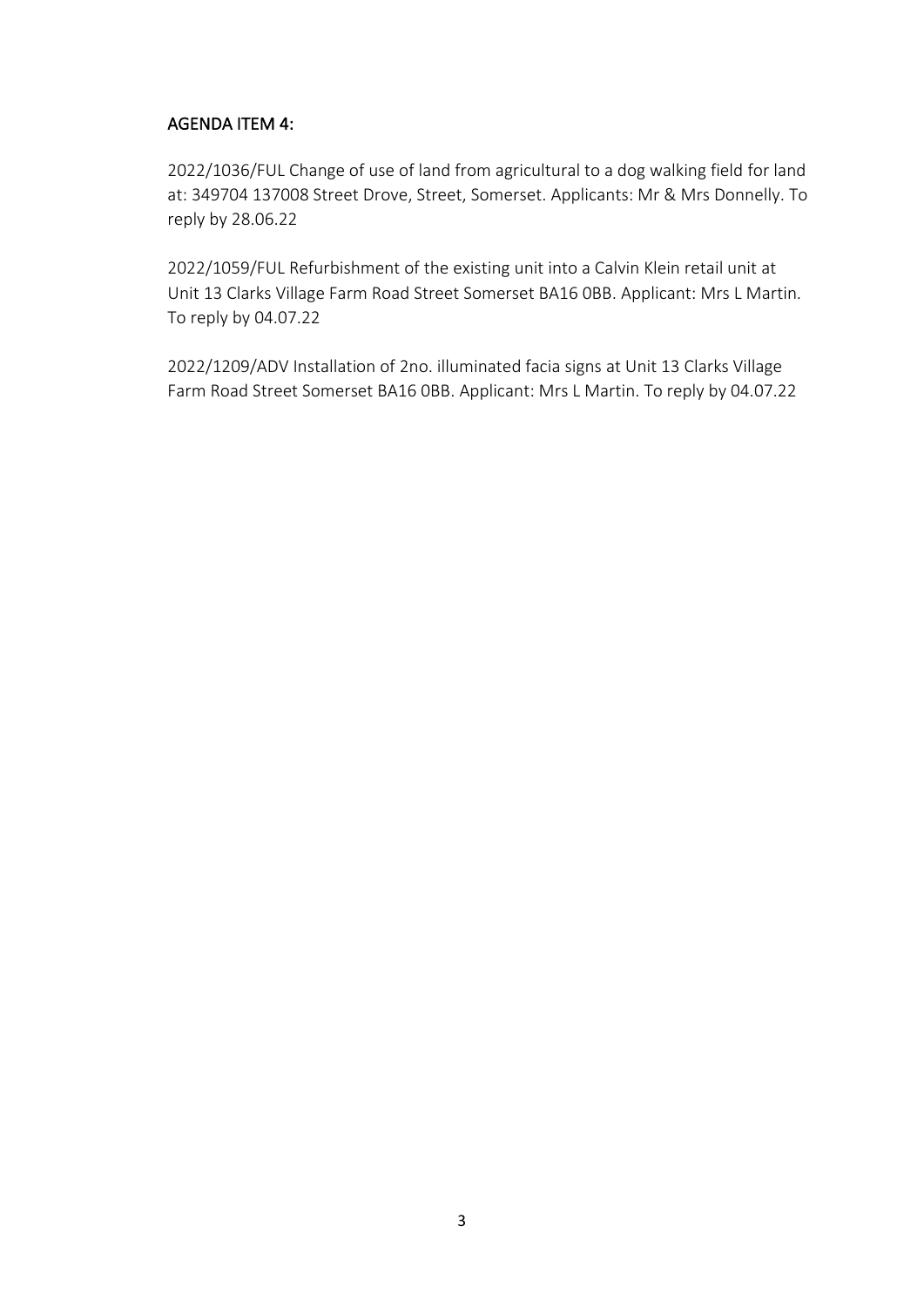## AGENDA ITEM 4:

2022/1036/FUL Change of use of land from agricultural to a dog walking field for land at: 349704 137008 Street Drove, Street, Somerset. Applicants: Mr & Mrs Donnelly. To reply by 28.06.22

2022/1059/FUL Refurbishment of the existing unit into a Calvin Klein retail unit at Unit 13 Clarks Village Farm Road Street Somerset BA16 0BB. Applicant: Mrs L Martin. To reply by 04.07.22

2022/1209/ADV Installation of 2no. illuminated facia signs at Unit 13 Clarks Village Farm Road Street Somerset BA16 0BB. Applicant: Mrs L Martin. To reply by 04.07.22